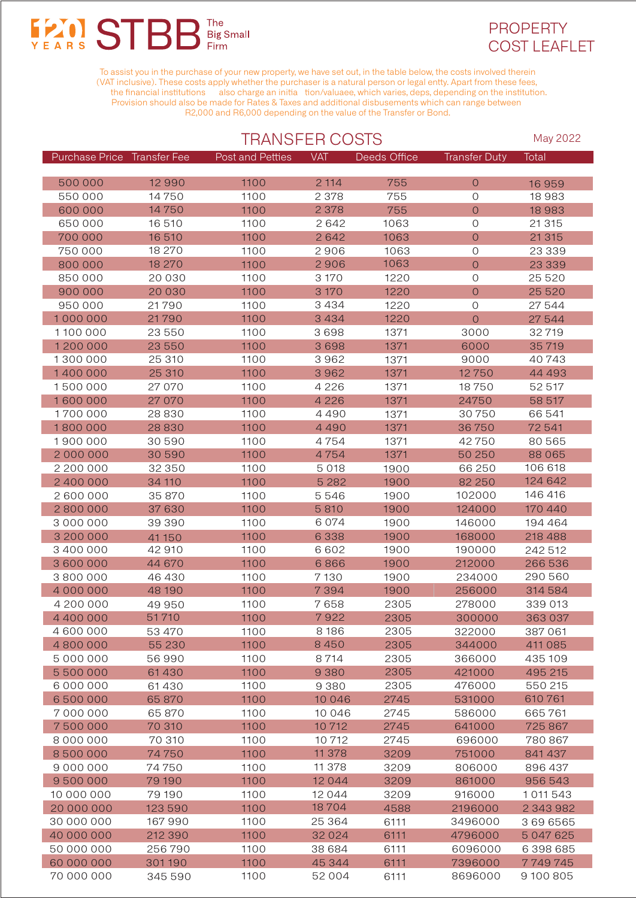120 YEARS **STBB** The Big Small Firm

# PROPERTY COST LEAFLET

To assist you in the purchase of your new property, we have set out, in the table below, the costs involved therein (VAT inclusive). These costs apply whether the purchaser is a natural person or legal entty. Apart from these fees, the financial institutions also charge an initia tion/valuaee, which varies, deps, depending on the institution. Provision should also be made for Rates & Taxes and additional disbusements which can range between R2,000 and R6,000 depending on the value of the Transfer or Bond.

## TRANSFER COSTS

May 2022

| Purchase Price | Transfer Fee | Post and Petties | VAT | Deeds Office | Transfer Duty | Total |
|---|---|---|---|---|---|---|
| 500 000 | 12 990 | 1100 | 2 114 | 755 | 0 | 16 959 |
| 550 000 | 14 750 | 1100 | 2 378 | 755 | 0 | 18 983 |
| 600 000 | 14 750 | 1100 | 2 378 | 755 | 0 | 18 983 |
| 650 000 | 16 510 | 1100 | 2 642 | 1063 | 0 | 21 315 |
| 700 000 | 16 510 | 1100 | 2 642 | 1063 | 0 | 21 315 |
| 750 000 | 18 270 | 1100 | 2 906 | 1063 | 0 | 23 339 |
| 800 000 | 18 270 | 1100 | 2 906 | 1063 | 0 | 23 339 |
| 850 000 | 20 030 | 1100 | 3 170 | 1220 | 0 | 25 520 |
| 900 000 | 20 030 | 1100 | 3 170 | 1220 | 0 | 25 520 |
| 950 000 | 21 790 | 1100 | 3 434 | 1220 | 0 | 27 544 |
| 1 000 000 | 21 790 | 1100 | 3 434 | 1220 | 0 | 27 544 |
| 1 100 000 | 23 550 | 1100 | 3 698 | 1371 | 3000 | 32 719 |
| 1 200 000 | 23 550 | 1100 | 3 698 | 1371 | 6000 | 35 719 |
| 1 300 000 | 25 310 | 1100 | 3 962 | 1371 | 9000 | 40 743 |
| 1 400 000 | 25 310 | 1100 | 3 962 | 1371 | 12 750 | 44 493 |
| 1 500 000 | 27 070 | 1100 | 4 226 | 1371 | 18 750 | 52 517 |
| 1 600 000 | 27 070 | 1100 | 4 226 | 1371 | 24750 | 58 517 |
| 1 700 000 | 28 830 | 1100 | 4 490 | 1371 | 30 750 | 66 541 |
| 1 800 000 | 28 830 | 1100 | 4 490 | 1371 | 36 750 | 72 541 |
| 1 900 000 | 30 590 | 1100 | 4 754 | 1371 | 42 750 | 80 565 |
| 2 000 000 | 30 590 | 1100 | 4 754 | 1371 | 50 250 | 88 065 |
| 2 200 000 | 32 350 | 1100 | 5 018 | 1900 | 66 250 | 106 618 |
| 2 400 000 | 34 110 | 1100 | 5 282 | 1900 | 82 250 | 124 642 |
| 2 600 000 | 35 870 | 1100 | 5 546 | 1900 | 102000 | 146 416 |
| 2 800 000 | 37 630 | 1100 | 5 810 | 1900 | 124000 | 170 440 |
| 3 000 000 | 39 390 | 1100 | 6 074 | 1900 | 146000 | 194 464 |
| 3 200 000 | 41 150 | 1100 | 6 338 | 1900 | 168000 | 218 488 |
| 3 400 000 | 42 910 | 1100 | 6 602 | 1900 | 190000 | 242 512 |
| 3 600 000 | 44 670 | 1100 | 6 866 | 1900 | 212000 | 266 536 |
| 3 800 000 | 46 430 | 1100 | 7 130 | 1900 | 234000 | 290 560 |
| 4 000 000 | 48 190 | 1100 | 7 394 | 1900 | 256000 | 314 584 |
| 4 200 000 | 49 950 | 1100 | 7 658 | 2305 | 278000 | 339 013 |
| 4 400 000 | 51 710 | 1100 | 7 922 | 2305 | 300000 | 363 037 |
| 4 600 000 | 53 470 | 1100 | 8 186 | 2305 | 322000 | 387 061 |
| 4 800 000 | 55 230 | 1100 | 8 450 | 2305 | 344000 | 411 085 |
| 5 000 000 | 56 990 | 1100 | 8 714 | 2305 | 366000 | 435 109 |
| 5 500 000 | 61 430 | 1100 | 9 380 | 2305 | 421000 | 495 215 |
| 6 000 000 | 61 430 | 1100 | 9 380 | 2305 | 476000 | 550 215 |
| 6 500 000 | 65 870 | 1100 | 10 046 | 2745 | 531000 | 610 761 |
| 7 000 000 | 65 870 | 1100 | 10 046 | 2745 | 586000 | 665 761 |
| 7 500 000 | 70 310 | 1100 | 10 712 | 2745 | 641000 | 725 867 |
| 8 000 000 | 70 310 | 1100 | 10 712 | 2745 | 696000 | 780 867 |
| 8 500 000 | 74 750 | 1100 | 11 378 | 3209 | 751000 | 841 437 |
| 9 000 000 | 74 750 | 1100 | 11 378 | 3209 | 806000 | 896 437 |
| 9 500 000 | 79 190 | 1100 | 12 044 | 3209 | 861000 | 956 543 |
| 10 000 000 | 79 190 | 1100 | 12 044 | 3209 | 916000 | 1 011 543 |
| 20 000 000 | 123 590 | 1100 | 18 704 | 4588 | 2196000 | 2 343 982 |
| 30 000 000 | 167 990 | 1100 | 25 364 | 6111 | 3496000 | 3 69 6565 |
| 40 000 000 | 212 390 | 1100 | 32 024 | 6111 | 4796000 | 5 047 625 |
| 50 000 000 | 256 790 | 1100 | 38 684 | 6111 | 6096000 | 6 398 685 |
| 60 000 000 | 301 190 | 1100 | 45 344 | 6111 | 7396000 | 7 749 745 |
| 70 000 000 | 345 590 | 1100 | 52 004 | 6111 | 8696000 | 9 100 805 |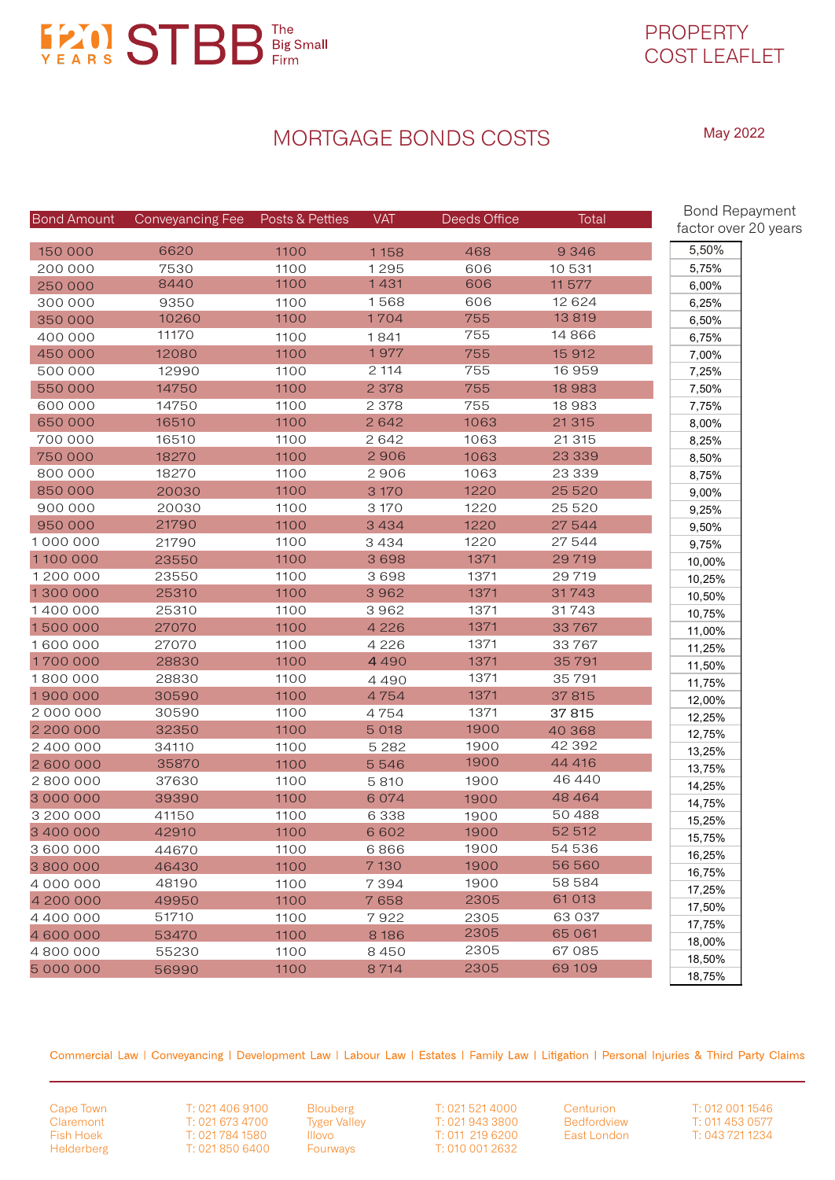**STBB** The Big Small Firm — 120 YEARS

# PROPERTY COST LEAFLET

## MORTGAGE BONDS COSTS

May 2022

| Bond Amount | Conveyancing Fee | Posts & Petties | VAT | Deeds Office | Total |
|---|---|---|---|---|---|
| 150 000 | 6620 | 1100 | 1 158 | 468 | 9 346 |
| 200 000 | 7530 | 1100 | 1 295 | 606 | 10 531 |
| 250 000 | 8440 | 1100 | 1 431 | 606 | 11 577 |
| 300 000 | 9350 | 1100 | 1 568 | 606 | 12 624 |
| 350 000 | 10260 | 1100 | 1 704 | 755 | 13 819 |
| 400 000 | 11170 | 1100 | 1 841 | 755 | 14 866 |
| 450 000 | 12080 | 1100 | 1 977 | 755 | 15 912 |
| 500 000 | 12990 | 1100 | 2 114 | 755 | 16 959 |
| 550 000 | 14750 | 1100 | 2 378 | 755 | 18 983 |
| 600 000 | 14750 | 1100 | 2 378 | 755 | 18 983 |
| 650 000 | 16510 | 1100 | 2 642 | 1063 | 21 315 |
| 700 000 | 16510 | 1100 | 2 642 | 1063 | 21 315 |
| 750 000 | 18270 | 1100 | 2 906 | 1063 | 23 339 |
| 800 000 | 18270 | 1100 | 2 906 | 1063 | 23 339 |
| 850 000 | 20030 | 1100 | 3 170 | 1220 | 25 520 |
| 900 000 | 20030 | 1100 | 3 170 | 1220 | 25 520 |
| 950 000 | 21790 | 1100 | 3 434 | 1220 | 27 544 |
| 1 000 000 | 21790 | 1100 | 3 434 | 1220 | 27 544 |
| 1 100 000 | 23550 | 1100 | 3 698 | 1371 | 29 719 |
| 1 200 000 | 23550 | 1100 | 3 698 | 1371 | 29 719 |
| 1 300 000 | 25310 | 1100 | 3 962 | 1371 | 31 743 |
| 1 400 000 | 25310 | 1100 | 3 962 | 1371 | 31 743 |
| 1 500 000 | 27070 | 1100 | 4 226 | 1371 | 33 767 |
| 1 600 000 | 27070 | 1100 | 4 226 | 1371 | 33 767 |
| 1 700 000 | 28830 | 1100 | 4 490 | 1371 | 35 791 |
| 1 800 000 | 28830 | 1100 | 4 490 | 1371 | 35 791 |
| 1 900 000 | 30590 | 1100 | 4 754 | 1371 | 37 815 |
| 2 000 000 | 30590 | 1100 | 4 754 | 1371 | 37 815 |
| 2 200 000 | 32350 | 1100 | 5 018 | 1900 | 40 368 |
| 2 400 000 | 34110 | 1100 | 5 282 | 1900 | 42 392 |
| 2 600 000 | 35870 | 1100 | 5 546 | 1900 | 44 416 |
| 2 800 000 | 37630 | 1100 | 5 810 | 1900 | 46 440 |
| 3 000 000 | 39390 | 1100 | 6 074 | 1900 | 48 464 |
| 3 200 000 | 41150 | 1100 | 6 338 | 1900 | 50 488 |
| 3 400 000 | 42910 | 1100 | 6 602 | 1900 | 52 512 |
| 3 600 000 | 44670 | 1100 | 6 866 | 1900 | 54 536 |
| 3 800 000 | 46430 | 1100 | 7 130 | 1900 | 56 560 |
| 4 000 000 | 48190 | 1100 | 7 394 | 1900 | 58 584 |
| 4 200 000 | 49950 | 1100 | 7 658 | 2305 | 61 013 |
| 4 400 000 | 51710 | 1100 | 7 922 | 2305 | 63 037 |
| 4 600 000 | 53470 | 1100 | 8 186 | 2305 | 65 061 |
| 4 800 000 | 55230 | 1100 | 8 450 | 2305 | 67 085 |
| 5 000 000 | 56990 | 1100 | 8 714 | 2305 | 69 109 |

| Bond Repayment factor over 20 years |
|---|
| 5,50% |
| 5,75% |
| 6,00% |
| 6,25% |
| 6,50% |
| 6,75% |
| 7,00% |
| 7,25% |
| 7,50% |
| 7,75% |
| 8,00% |
| 8,25% |
| 8,50% |
| 8,75% |
| 9,00% |
| 9,25% |
| 9,50% |
| 9,75% |
| 10,00% |
| 10,25% |
| 10,50% |
| 10,75% |
| 11,00% |
| 11,25% |
| 11,50% |
| 11,75% |
| 12,00% |
| 12,25% |
| 12,75% |
| 13,25% |
| 13,75% |
| 14,25% |
| 14,75% |
| 15,25% |
| 15,75% |
| 16,25% |
| 16,75% |
| 17,25% |
| 17,50% |
| 17,75% |
| 18,00% |
| 18,50% |
| 18,75% |

Commercial Law | Conveyancing | Development Law | Labour Law | Estates | Family Law | Litigation | Personal Injuries & Third Party Claims

Cape Town T: 021 406 9100
Claremont T: 021 673 4700
Fish Hoek T: 021 784 1580
Helderberg T: 021 850 6400
Blouberg T: 021 521 4000
Tyger Valley T: 021 943 3800
Illovo T: 011 219 6200
Fourways T: 010 001 2632
Centurion T: 012 001 1546
Bedfordview T: 011 453 0577
East London T: 043 721 1234